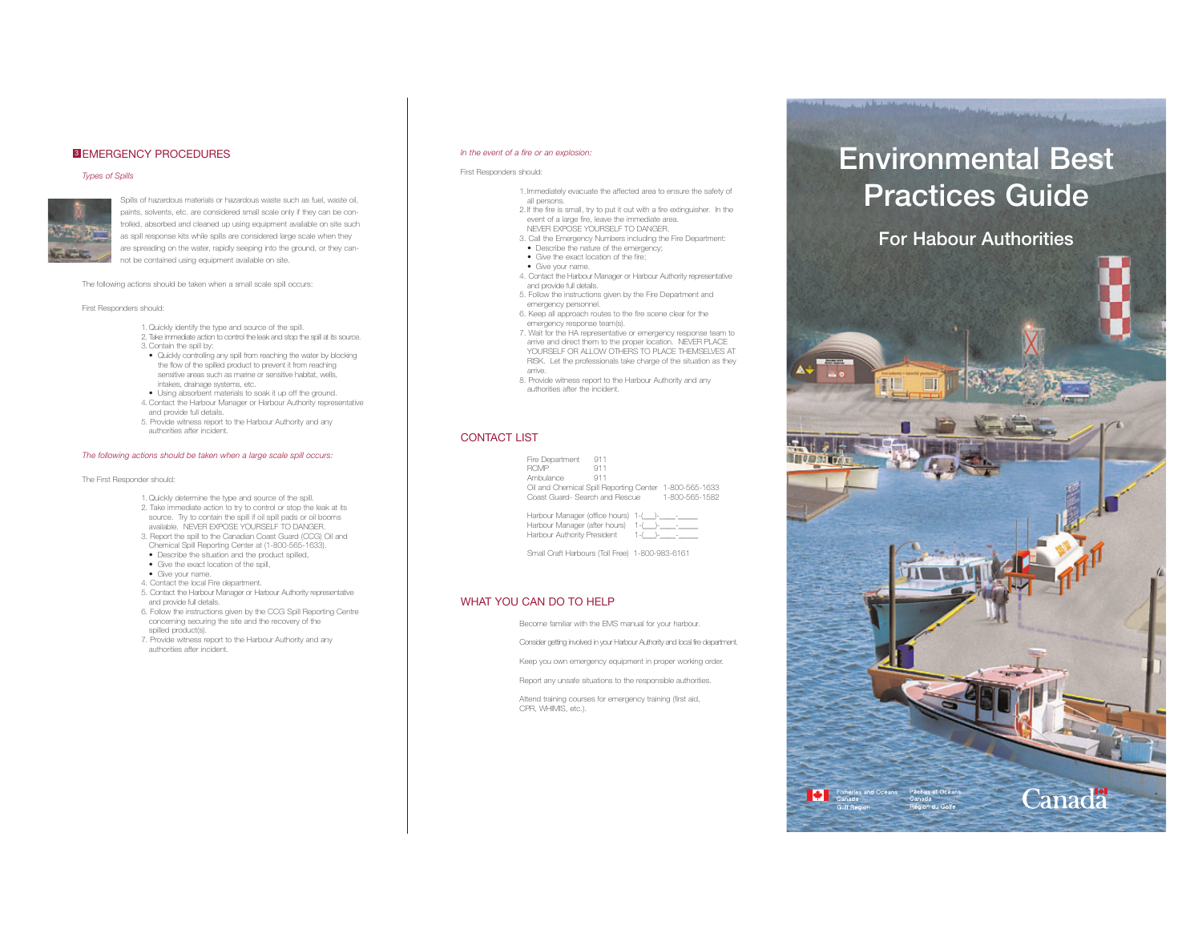## 3 EMERGENCY PROCEDURES

*Types of Spills*

Spills of hazardous materials or hazardous waste such as fuel, waste oil, paints, solvents, etc. are considered small scale only if they can be controlled, absorbed and cleaned up using equipment available on site such as spill response kits while spills are considered large scale when they are spreading on the water, rapidly seeping into the ground, or they cannot be contained using equipment available on site.

The following actions should be taken when a small scale spill occurs:

First Responders should:

1. Quickly identify the type and source of the spill.
2. Take immediate action to control the leak and stop the spill at its source.
3. Contain the spill by:
   - Quickly controlling any spill from reaching the water by blocking the flow of the spilled product to prevent it from reaching sensitive areas such as marine or sensitive habitat, wells, intakes, drainage systems, etc.
   - Using absorbent materials to soak it up off the ground.
4. Contact the Harbour Manager or Harbour Authority representative and provide full details.
5. Provide witness report to the Harbour Authority and any authorities after incident.

*The following actions should be taken when a large scale spill occurs:*

The First Responder should:

1. Quickly determine the type and source of the spill.
2. Take immediate action to try to control or stop the leak at its source. Try to contain the spill if oil spill pads or oil booms available. NEVER EXPOSE YOURSELF TO DANGER.
3. Report the spill to the Canadian Coast Guard (CCG) Oil and Chemical Spill Reporting Center at (1-800-565-1633).
   - Describe the situation and the product spilled,
   - Give the exact location of the spill,
   - Give your name.
4. Contact the local Fire department.
5. Contact the Harbour Manager or Harbour Authority representative and provide full details.
6. Follow the instructions given by the CCG Spill Reporting Centre concerning securing the site and the recovery of the spilled product(s).
7. Provide witness report to the Harbour Authority and any authorities after incident.

*In the event of a fire or an explosion:*

First Responders should:

1. Immediately evacuate the affected area to ensure the safety of all persons.
2. If the fire is small, try to put it out with a fire extinguisher. In the event of a large fire, leave the immediate area. NEVER EXPOSE YOURSELF TO DANGER.
3. Call the Emergency Numbers including the Fire Department:
   - Describe the nature of the emergency;
   - Give the exact location of the fire;
   - Give your name.
4. Contact the Harbour Manager or Harbour Authority representative and provide full details.
5. Follow the instructions given by the Fire Department and emergency personnel.
6. Keep all approach routes to the fire scene clear for the emergency response team(s).
7. Wait for the HA representative or emergency response team to arrive and direct them to the proper location. NEVER PLACE YOURSELF OR ALLOW OTHERS TO PLACE THEMSELVES AT RISK. Let the professionals take charge of the situation as they arrive.
8. Provide witness report to the Harbour Authority and any authorities after the incident.

## CONTACT LIST

| | |
|---|---|
| Fire Department | 911 |
| RCMP | 911 |
| Ambulance | 911 |
| Oil and Chemical Spill Reporting Center | 1-800-565-1633 |
| Coast Guard- Search and Rescue | 1-800-565-1582 |
| Harbour Manager (office hours) | 1-(___)-____-_____ |
| Harbour Manager (after hours) | 1-(___)-____-_____ |
| Harbour Authority President | 1-(___)-____-_____ |
| Small Craft Harbours (Toll Free) | 1-800-983-6161 |

## WHAT YOU CAN DO TO HELP

Become familiar with the EMS manual for your harbour.

Consider getting involved in your Harbour Authority and local fire department.

Keep you own emergency equipment in proper working order.

Report any unsafe situations to the responsible authorities.

Attend training courses for emergency training (first aid, CPR, WHMIS, etc.).

# Environmental Best Practices Guide

## For Habour Authorities

Fisheries and Oceans Canada Gulf Region — Pêches et Océans Canada Région du Golfe

Canada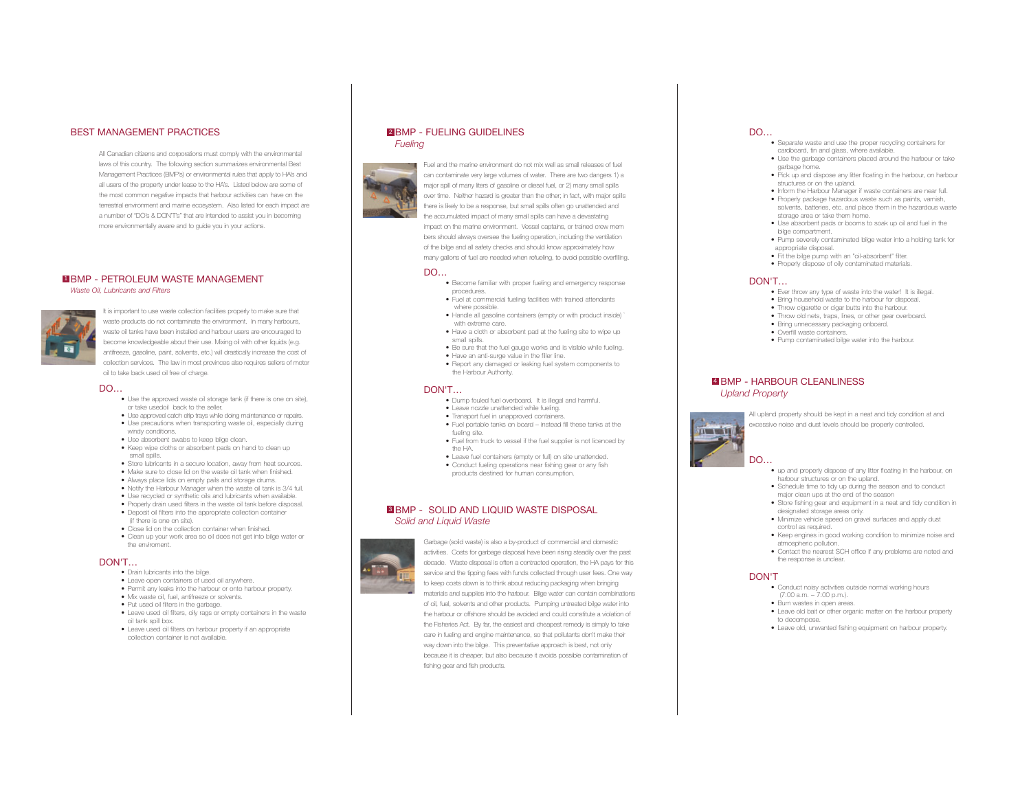## BEST MANAGEMENT PRACTICES

All Canadian citizens and corporations must comply with the environmental laws of this country. The following section summarizes environmental Best Management Practices (BMP's) or environmental rules that apply to HA's and all users of the property under lease to the HA's. Listed below are some of the most common negative impacts that harbour activities can have on the terrestrial environment and marine ecosystem. Also listed for each impact are a number of "DO's & DON'T's" that are intended to assist you in becoming more environmentally aware and to guide you in your actions.

## 1 BMP - PETROLEUM WASTE MANAGEMENT

*Waste Oil, Lubricants and Filters*

It is important to use waste collection facilities properly to make sure that waste products do not contaminate the environment. In many harbours, waste oil tanks have been installed and harbour users are encouraged to become knowledgeable about their use. Mixing oil with other liquids (e.g. antifreeze, gasoline, paint, solvents, etc.) will drastically increase the cost of collection services. The law in most provinces also requires sellers of motor oil to take back used oil free of charge.

### DO…

- Use the approved waste oil storage tank (if there is one on site), or take usedoil back to the seller.
- Use approved catch drip trays while doing maintenance or repairs.
- Use precautions when transporting waste oil, especially during windy conditions.
- Use absorbent swabs to keep bilge clean.
- Keep wipe cloths or absorbent pads on hand to clean up small spills.
- Store lubricants in a secure location, away from heat sources.
- Make sure to close lid on the waste oil tank when finished.
- Always place lids on empty pails and storage drums.
- Notify the Harbour Manager when the waste oil tank is 3/4 full.
- Use recycled or synthetic oils and lubricants when available.
- Properly drain used filters in the waste oil tank before disposal.
- Deposit oil filters into the appropriate collection container (if there is one on site).
- Close lid on the collection container when finished.
- Clean up your work area so oil does not get into bilge water or the enviroment.

### DON'T…

- Drain lubricants into the bilge.
- Leave open containers of used oil anywhere.
- Permit any leaks into the harbour or onto harbour property.
- Mix waste oil, fuel, antifreeze or solvents.
- Put used oil filters in the garbage.
- Leave used oil filters, oily rags or empty containers in the waste oil tank spill box.
- Leave used oil filters on harbour property if an appropriate collection container is not available.

## 2 BMP - FUELING GUIDELINES

*Fueling*

Fuel and the marine environment do not mix well as small releases of fuel can contaminate very large volumes of water. There are two dangers 1) a major spill of many liters of gasoline or diesel fuel, or 2) many small spills over time. Neither hazard is greater than the other; in fact, with major spills there is likely to be a response, but small spills often go unattended and the accumulated impact of many small spills can have a devastating impact on the marine environment. Vessel captains, or trained crew members should always oversee the fueling operation, including the ventilation of the bilge and all safety checks and should know approximately how many gallons of fuel are needed when refueling, to avoid possible overfilling.

### DO…

- Become familiar with proper fueling and emergency response procedures.
- Fuel at commercial fueling facilities with trained attendants where possible.
- Handle all gasoline containers (empty or with product inside) with extreme care.
- Have a cloth or absorbent pad at the fueling site to wipe up small spills.
- Be sure that the fuel gauge works and is visible while fueling.
- Have an anti-surge value in the filler line.
- Report any damaged or leaking fuel system components to the Harbour Authority.

### DON'T…

- Dump fouled fuel overboard. It is illegal and harmful.
- Leave nozzle unattended while fueling.
- Transport fuel in unapproved containers.
- Fuel portable tanks on board – instead fill these tanks at the fueling site.
- Fuel from truck to vessel if the fuel supplier is not licenced by the HA.
- Leave fuel containers (empty or full) on site unattended.
- Conduct fueling operations near fishing gear or any fish products destined for human consumption.

## 3 BMP - SOLID AND LIQUID WASTE DISPOSAL

*Solid and Liquid Waste*

Garbage (solid waste) is also a by-product of commercial and domestic activities. Costs for garbage disposal have been rising steadily over the past decade. Waste disposal is often a contracted operation, the HA pays for this service and the tipping fees with funds collected through user fees. One way to keep costs down is to think about reducing packaging when bringing materials and supplies into the harbour. Bilge water can contain combinations of oil, fuel, solvents and other products. Pumping untreated bilge water into the harbour or offshore should be avoided and could constitute a violation of the Fisheries Act. By far, the easiest and cheapest remedy is simply to take care in fueling and engine maintenance, so that pollutants don't make their way down into the bilge. This preventative approach is best, not only because it is cheaper, but also because it avoids possible contamination of fishing gear and fish products.

### DO…

- Separate waste and use the proper recycling containers for cardboard, tin and glass, where available.
- Use the garbage containers placed around the harbour or take garbage home.
- Pick up and dispose any litter floating in the harbour, on harbour structures or on the upland.
- Inform the Harbour Manager if waste containers are near full.
- Properly package hazardous waste such as paints, varnish, solvents, batteries, etc. and place them in the hazardous waste storage area or take them home.
- Use absorbent pads or booms to soak up oil and fuel in the bilge compartment.
- Pump severely contaminated bilge water into a holding tank for appropriate disposal.
- Fit the bilge pump with an "oil-absorbent" filter.
- Properly dispose of oily contaminated materials.

### DON'T…

- Ever throw any type of waste into the water! It is illegal.
- Bring household waste to the harbour for disposal.
- Throw cigarette or cigar butts into the harbour.
- Throw old nets, traps, lines, or other gear overboard.
- Bring unnecessary packaging onboard.
- Overfill waste containers.
- Pump contaminated bilge water into the harbour.

## 4 BMP - HARBOUR CLEANLINESS

*Upland Property*

All upland property should be kept in a neat and tidy condition at and excessive noise and dust levels should be properly controlled.

### DO…

- up and properly dispose of any litter floating in the harbour, on harbour structures or on the upland.
- Schedule time to tidy up during the season and to conduct major clean ups at the end of the season
- Store fishing gear and equipment in a neat and tidy condition in designated storage areas only.
- Minimize vehicle speed on gravel surfaces and apply dust control as required.
- Keep engines in good working condition to minimize noise and atmospheric pollution.
- Contact the nearest SCH office if any problems are noted and the response is unclear.

### DON'T

- Conduct noisy activities outside normal working hours (7:00 a.m. – 7:00 p.m.).
- Burn wastes in open areas.
- Leave old bait or other organic matter on the harbour property to decompose.
- Leave old, unwanted fishing equipment on harbour property.